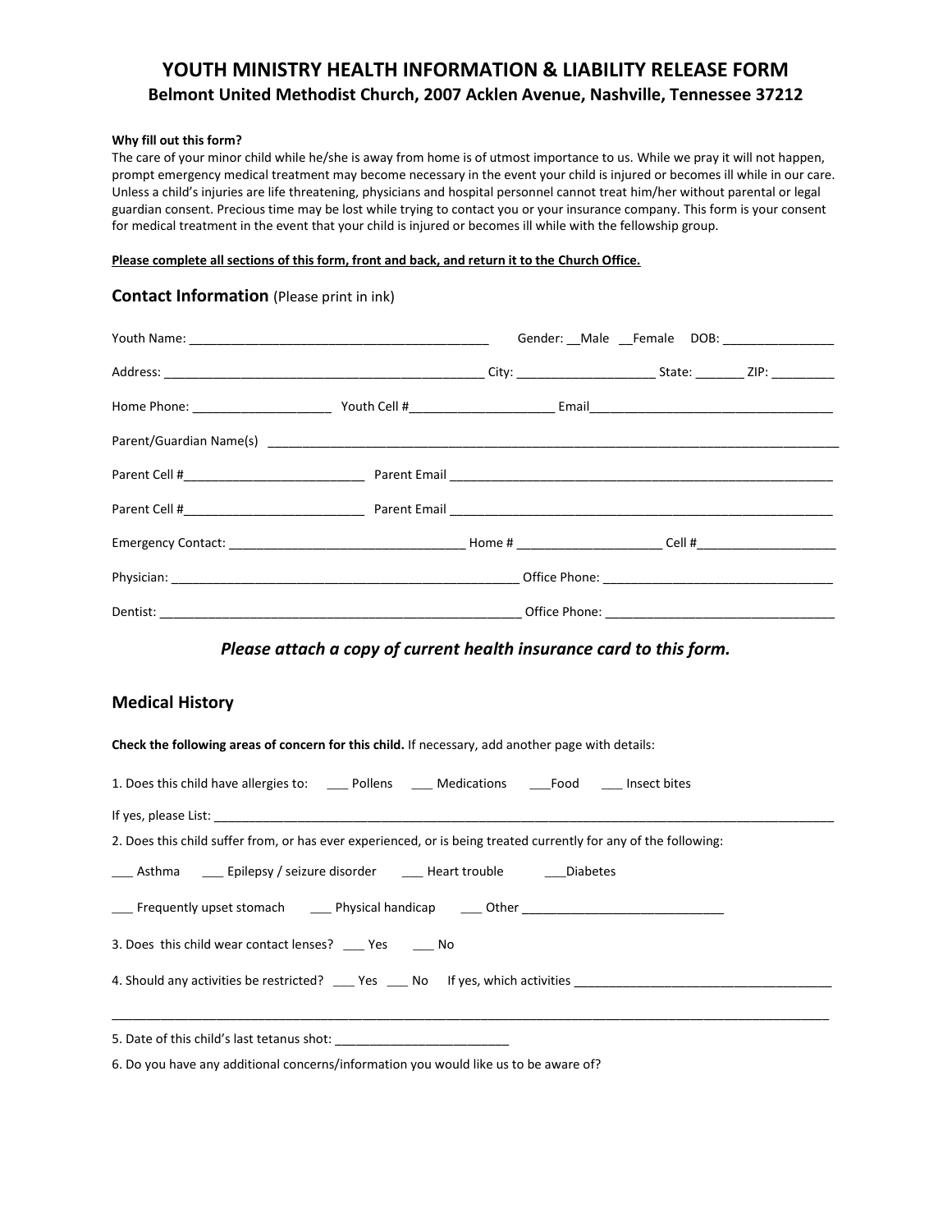# YOUTH MINISTRY HEALTH INFORMATION & LIABILITY RELEASE FORM

## Belmont United Methodist Church, 2007 Acklen Avenue, Nashville, Tennessee 37212

**Why fill out this form?**

The care of your minor child while he/she is away from home is of utmost importance to us. While we pray it will not happen, prompt emergency medical treatment may become necessary in the event your child is injured or becomes ill while in our care. Unless a child's injuries are life threatening, physicians and hospital personnel cannot treat him/her without parental or legal guardian consent. Precious time may be lost while trying to contact you or your insurance company. This form is your consent for medical treatment in the event that your child is injured or becomes ill while with the fellowship group.

**Please complete all sections of this form, front and back, and return it to the Church Office.**

## Contact Information (Please print in ink)

Youth Name: ___________________________________________ Gender: __Male __Female DOB: ________________

Address: ______________________________________________ City: ___________________ State: _______ ZIP: _________

Home Phone: ___________________ Youth Cell #____________________ Email___________________________________

Parent/Guardian Name(s) ___________________________________________________________________________________

Parent Cell #_________________________ Parent Email ______________________________________________________

Parent Cell #_________________________ Parent Email ______________________________________________________

Emergency Contact: _________________________________ Home # ____________________ Cell #___________________

Physician: __________________________________________________ Office Phone: ________________________________

Dentist: ____________________________________________________ Office Phone: ________________________________

***Please attach a copy of current health insurance card to this form.***

## Medical History

**Check the following areas of concern for this child.** If necessary, add another page with details:

1. Does this child have allergies to: ___ Pollens ___ Medications ___Food ___ Insect bites

If yes, please List: ____________________________________________________________________________________________

2. Does this child suffer from, or has ever experienced, or is being treated currently for any of the following:

___ Asthma ___ Epilepsy / seizure disorder ___ Heart trouble ___Diabetes

___ Frequently upset stomach ___ Physical handicap ___ Other ____________________________

3. Does this child wear contact lenses? ___ Yes ___ No

4. Should any activities be restricted? ___ Yes ___ No If yes, which activities ____________________________________

_____________________________________________________________________________________________________

5. Date of this child's last tetanus shot: ________________________

6. Do you have any additional concerns/information you would like us to be aware of?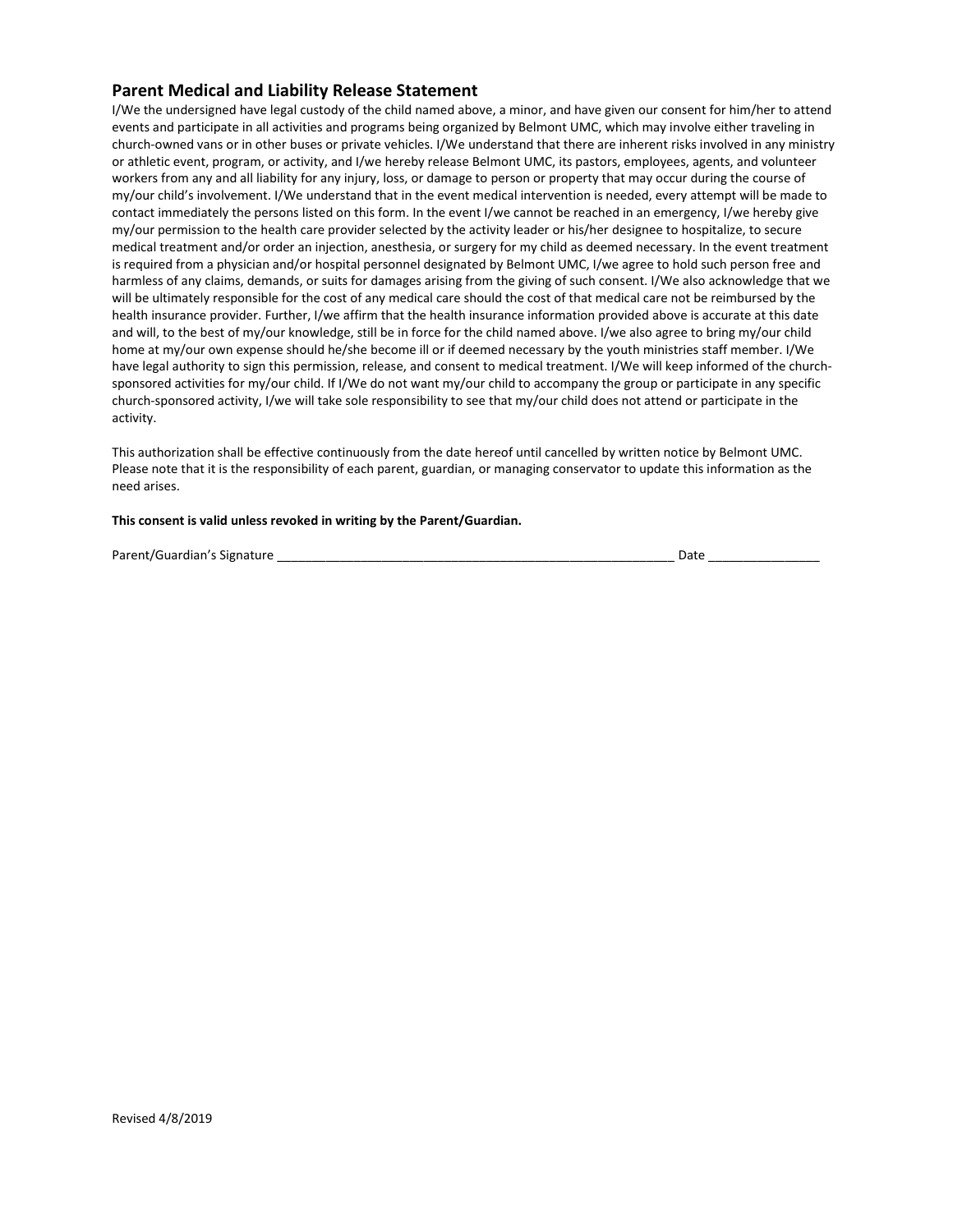## Parent Medical and Liability Release Statement

I/We the undersigned have legal custody of the child named above, a minor, and have given our consent for him/her to attend events and participate in all activities and programs being organized by Belmont UMC, which may involve either traveling in church-owned vans or in other buses or private vehicles. I/We understand that there are inherent risks involved in any ministry or athletic event, program, or activity, and I/we hereby release Belmont UMC, its pastors, employees, agents, and volunteer workers from any and all liability for any injury, loss, or damage to person or property that may occur during the course of my/our child's involvement. I/We understand that in the event medical intervention is needed, every attempt will be made to contact immediately the persons listed on this form. In the event I/we cannot be reached in an emergency, I/we hereby give my/our permission to the health care provider selected by the activity leader or his/her designee to hospitalize, to secure medical treatment and/or order an injection, anesthesia, or surgery for my child as deemed necessary. In the event treatment is required from a physician and/or hospital personnel designated by Belmont UMC, I/we agree to hold such person free and harmless of any claims, demands, or suits for damages arising from the giving of such consent. I/We also acknowledge that we will be ultimately responsible for the cost of any medical care should the cost of that medical care not be reimbursed by the health insurance provider. Further, I/we affirm that the health insurance information provided above is accurate at this date and will, to the best of my/our knowledge, still be in force for the child named above. I/we also agree to bring my/our child home at my/our own expense should he/she become ill or if deemed necessary by the youth ministries staff member. I/We have legal authority to sign this permission, release, and consent to medical treatment. I/We will keep informed of the church-sponsored activities for my/our child. If I/We do not want my/our child to accompany the group or participate in any specific church-sponsored activity, I/we will take sole responsibility to see that my/our child does not attend or participate in the activity.

This authorization shall be effective continuously from the date hereof until cancelled by written notice by Belmont UMC. Please note that it is the responsibility of each parent, guardian, or managing conservator to update this information as the need arises.

**This consent is valid unless revoked in writing by the Parent/Guardian.**

Parent/Guardian's Signature ___________________________________________________________ Date ________________

Revised 4/8/2019